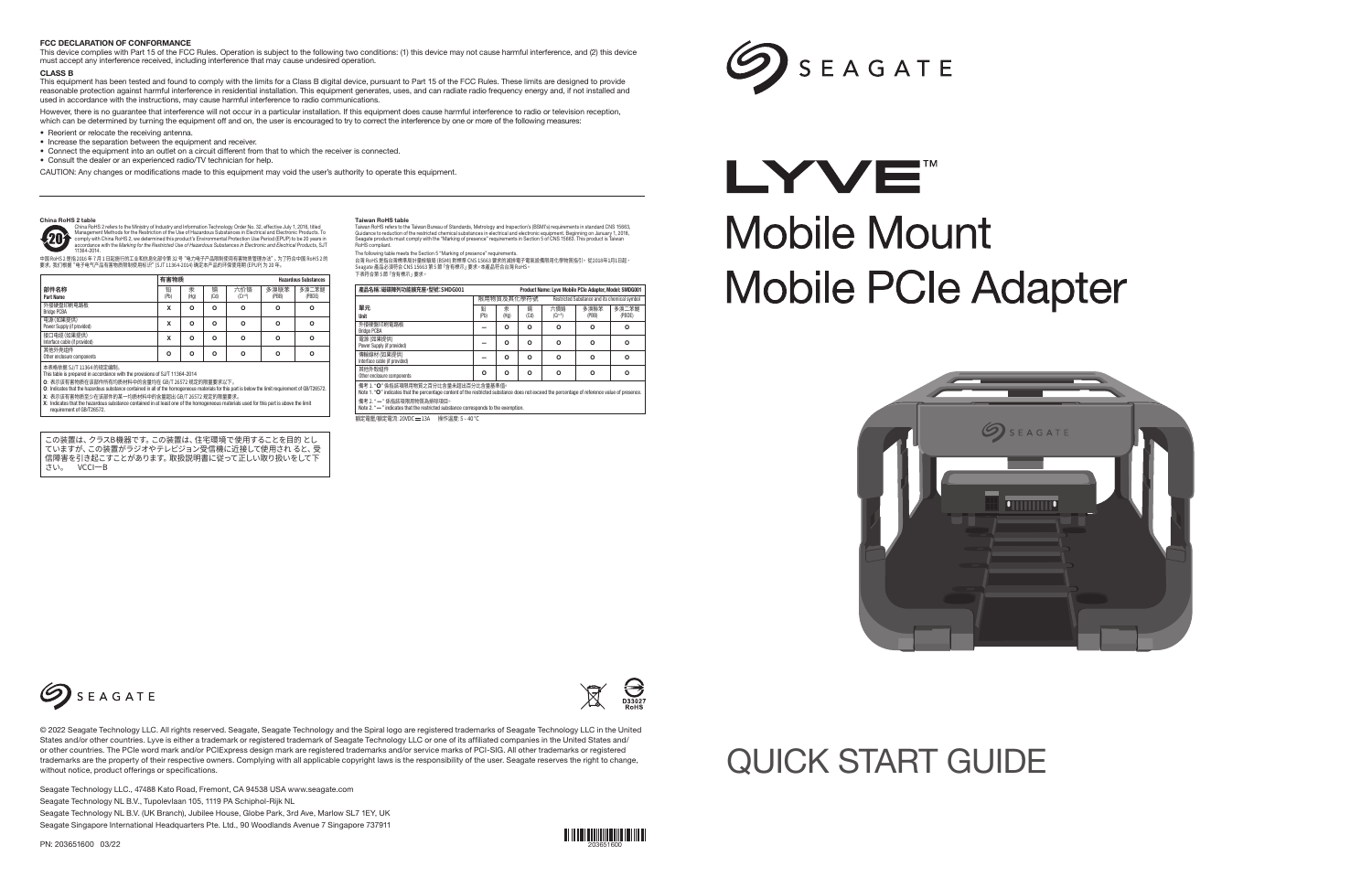# FCC DECLARATION OF CONFORMANCE

This device complies with Part 15 of the FCC Rules. Operation is subject to the following two conditions: (1) this device may not cause harmful interference, and (2) this device must accept any interference received, including interference that may cause undesired operation.

## CLASS B

This equipment has been tested and found to comply with the limits for a Class B digital device, pursuant to Part 15 of the FCC Rules. These limits are designed to provide reasonable protection against harmful interference in residential installation. This equipment generates, uses, and can radiate radio frequency energy and, if not installed and used in accordance with the instructions, may cause harmful interference to radio communications.

However, there is no guarantee that interference will not occur in a particular installation. If this equipment does cause harmful interference to radio or television reception, which can be determined by turning the equipment off and on, the user is encouraged to try to correct the interference by one or more of the following measures:

- Reorient or relocate the receiving antenna.
- Increase the separation between the equipment and receiver.
- Connect the equipment into an outlet on a circuit different from that to which the receiver is connected.
- Consult the dealer or an experienced radio/TV technician for help.

CAUTION: Any changes or modifications made to this equipment may void the user's authority to operate this equipment.

## China RoHS 2 table

China RoHS 2 refers to the Ministry of Industry and Information Technology Order No. 32, effective July 1, 2016, titled Management Methods for the Restriction of the Use of Hazardous Substances in Electrical and Electronic Products. To comply with China RoHS 2, we determined this product's Environmental Protection Use Period (EPUP) to be 20 years in accordance with the *Marking for the Restricted Use of Hazardous Substances in Electronic and Electrical Products*, SJT 11364-2014.

中国 RoHS 2 是指 2016 年 7 月 1 日起施行的工业和信息化部令第 32 号"电力电子产品限制使用有害物质管理办法"。为了符合中国 RoHS 2 的要求，我们根据"电子电气产品有害物质限制使用标识"(SJT 11364-2014) 确定本产品的环保使用期 (EPUP) 为 20 年。

| 部件名称<br>Part Name | 有害物质 Hazardous Substances | | | | | |
|---|---|---|---|---|---|---|
| | 铅 (Pb) | 汞 (Hg) | 镉 (Cd) | 六价铬 (Cr⁶⁺) | 多溴联苯 (PBB) | 多溴二苯醚 (PBDE) |
| 外接硬盘印刷电路板<br>Bridge PCBA | X | O | O | O | O | O |
| 电源 (如果提供)<br>Power Supply (if provided) | X | O | O | O | O | O |
| 接口电缆 (如果提供)<br>Interface cable (if provided) | X | O | O | O | O | O |
| 其他外壳组件<br>Other enclosure components | O | O | O | O | O | O |

本表格依据 SJ/T 11364 的规定编制。
This table is prepared in accordance with the provisions of SJ/T 11364-2014

O：表示该有害物质在该部件所有均质材料中的含量均在 GB/T 26572 规定的限量要求以下。
O: Indicates that the hazardous substance contained in all of the homogeneous materials for this part is below the limit requirement of GB/T26572.
X：表示该有害物质至少在该部件的某一均质材料中的含量超出 GB/T 26572 规定的限量要求。
X: Indicates that the hazardous substance contained in at least one of the homogeneous materials used for this part is above the limit requirement of GB/T26572.

この装置は、クラスB機器です。この装置は、住宅環境で使用することを目的 としていますが、この装置がラジオやテレビジョン受信機に近接して使用され ると、受信障害を引き起こすことがあります。取扱説明書に従って正しい取り扱いをして下さい。 VCCI—B

## Taiwan RoHS table

Taiwan RoHS refers to the Taiwan Bureau of Standards, Metrology and Inspection's (BSMI's) requirements in standard CNS 15663, Guidance to reduction of the restricted chemical substances in electrical and electronic equipment. Beginning on January 1, 2018, Seagate products must comply with the "Marking of presence" requirements in Section 5 of CNS 15663. This product is Taiwan RoHS compliant.

The following table meets the Section 5 "Marking of presence" requirements.

台灣 RoHS 是指台灣標準局計量檢驗局 (BSMI) 對標準 CNS 15663 要求的減排電子電氣設備限用化學物質指引。從2018年1月1日起，Seagate 產品必須符合 CNS 15663 第 5 節「含有標示」要求。本產品符合台灣 RoHS。
下表符合第 5 節「含有標示」要求。

| 產品名稱：循環移動式擴展充座；型號：SMDG001 | Product Name: Lyve Mobile PCIe Adapter, Model: SMDG001 | | | | | |
|---|---|---|---|---|---|---|
| 單元<br>Unit | 限用物質及其化學符號 Restricted Substance and its chemical symbol | | | | | |
| | 鉛 (Pb) | 汞 (Hg) | 鎘 (Cd) | 六價鉻 (Cr⁶⁺) | 多溴聯苯 (PBB) | 多溴二苯醚 (PBDE) |
| 外接硬盤印刷電路板<br>Bridge PCBA | — | O | O | O | O | O |
| 電源 (如果提供)<br>Power Supply (if provided) | — | O | O | O | O | O |
| 傳輸線材 (如果提供)<br>Interface cable (if provided) | — | O | O | O | O | O |
| 其他外殼組件<br>Other enclosure components | O | O | O | O | O | O |

備考 1. "O" 係指該項限用物質之百分比含量未超出百分比含量基準值。
Note 1. "O" indicates that the percentage content of the restricted substance does not exceed the percentage of reference value of presence.
備考 2. "—" 係指該項限用物質為排除項目。
Note 2. "—" indicates that the restricted substance corresponds to the exemption.

額定電壓/額定電流: 20VDC ⎓ 13A　操作溫度: 5 - 40 °C

# SEAGATE

# LYVE™

# Mobile Mount
# Mobile PCIe Adapter

# QUICK START GUIDE

SEAGATE

D33027
RoHS

© 2022 Seagate Technology LLC. All rights reserved. Seagate, Seagate Technology and the Spiral logo are registered trademarks of Seagate Technology LLC in the United States and/or other countries. Lyve is either a trademark or registered trademark of Seagate Technology LLC or one of its affiliated companies in the United States and/or other countries. The PCIe word mark and/or PCIExpress design mark are registered trademarks and/or service marks of PCI-SIG. All other trademarks or registered trademarks are the property of their respective owners. Complying with all applicable copyright laws is the responsibility of the user. Seagate reserves the right to change, without notice, product offerings or specifications.

Seagate Technology LLC., 47488 Kato Road, Fremont, CA 94538 USA www.seagate.com
Seagate Technology NL B.V., Tupolevlaan 105, 1119 PA Schiphol-Rijk NL
Seagate Technology NL B.V. (UK Branch), Jubilee House, Globe Park, 3rd Ave, Marlow SL7 1EY, UK
Seagate Singapore International Headquarters Pte. Ltd., 90 Woodlands Avenue 7 Singapore 737911

PN: 203651600 03/22

203651600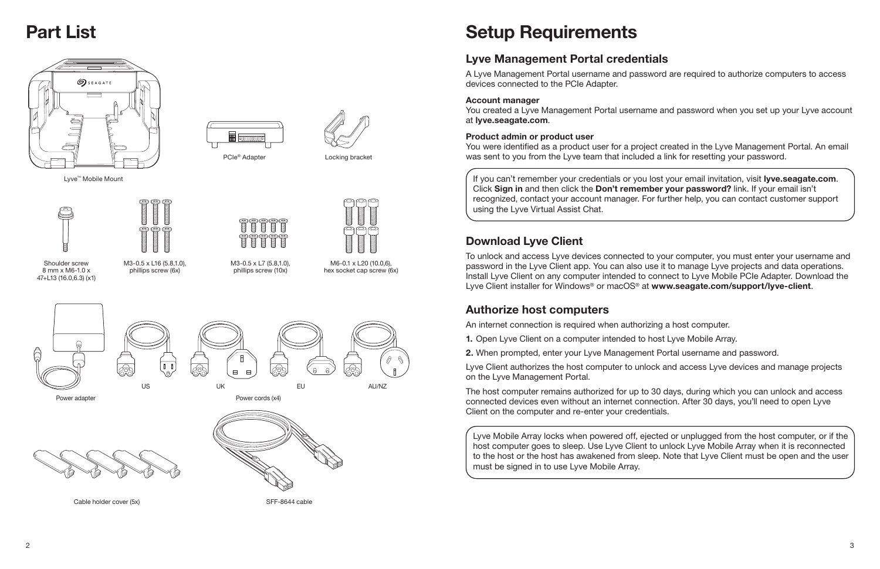# Part List

Lyve™ Mobile Mount

PCIe® Adapter

Locking bracket

Shoulder screw 8 mm x M6-1.0 x 47+L13 (16.0,6.3) (x1)

M3-0.5 x L16 (5.8,1.0), phillips screw (6x)

M3-0.5 x L7 (5.8,1.0), phillips screw (10x)

M6-0.1 x L20 (10.0,6), hex socket cap screw (6x)

Power adapter

US UK EU AU/NZ

Power cords (x4)

Cable holder cover (5x)

SFF-8644 cable

# Setup Requirements

## Lyve Management Portal credentials

A Lyve Management Portal username and password are required to authorize computers to access devices connected to the PCIe Adapter.

**Account manager**
You created a Lyve Management Portal username and password when you set up your Lyve account at **lyve.seagate.com**.

**Product admin or product user**
You were identified as a product user for a project created in the Lyve Management Portal. An email was sent to you from the Lyve team that included a link for resetting your password.

If you can't remember your credentials or you lost your email invitation, visit **lyve.seagate.com**. Click **Sign in** and then click the **Don't remember your password?** link. If your email isn't recognized, contact your account manager. For further help, you can contact customer support using the Lyve Virtual Assist Chat.

## Download Lyve Client

To unlock and access Lyve devices connected to your computer, you must enter your username and password in the Lyve Client app. You can also use it to manage Lyve projects and data operations. Install Lyve Client on any computer intended to connect to Lyve Mobile PCIe Adapter. Download the Lyve Client installer for Windows® or macOS® at **www.seagate.com/support/lyve-client**.

## Authorize host computers

An internet connection is required when authorizing a host computer.

1. Open Lyve Client on a computer intended to host Lyve Mobile Array.
2. When prompted, enter your Lyve Management Portal username and password.

Lyve Client authorizes the host computer to unlock and access Lyve devices and manage projects on the Lyve Management Portal.

The host computer remains authorized for up to 30 days, during which you can unlock and access connected devices even without an internet connection. After 30 days, you'll need to open Lyve Client on the computer and re-enter your credentials.

Lyve Mobile Array locks when powered off, ejected or unplugged from the host computer, or if the host computer goes to sleep. Use Lyve Client to unlock Lyve Mobile Array when it is reconnected to the host or the host has awakened from sleep. Note that Lyve Client must be open and the user must be signed in to use Lyve Mobile Array.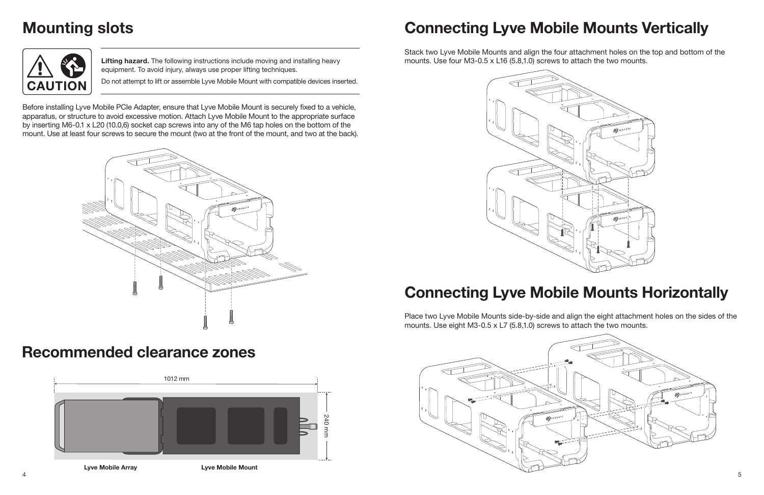## Mounting slots

CAUTION

**Lifting hazard.** The following instructions include moving and installing heavy equipment. To avoid injury, always use proper lifting techniques.

Do not attempt to lift or assemble Lyve Mobile Mount with compatible devices inserted.

Before installing Lyve Mobile PCIe Adapter, ensure that Lyve Mobile Mount is securely fixed to a vehicle, apparatus, or structure to avoid excessive motion. Attach Lyve Mobile Mount to the appropriate surface by inserting M6-0.1 x L20 (10.0,6) socket cap screws into any of the M6 tap holes on the bottom of the mount. Use at least four screws to secure the mount (two at the front of the mount, and two at the back).

## Recommended clearance zones

1012 mm

240 mm

Lyve Mobile Array

Lyve Mobile Mount

## Connecting Lyve Mobile Mounts Vertically

Stack two Lyve Mobile Mounts and align the four attachment holes on the top and bottom of the mounts. Use four M3-0.5 x L16 (5.8,1.0) screws to attach the two mounts.

## Connecting Lyve Mobile Mounts Horizontally

Place two Lyve Mobile Mounts side-by-side and align the eight attachment holes on the sides of the mounts. Use eight M3-0.5 x L7 (5.8,1.0) screws to attach the two mounts.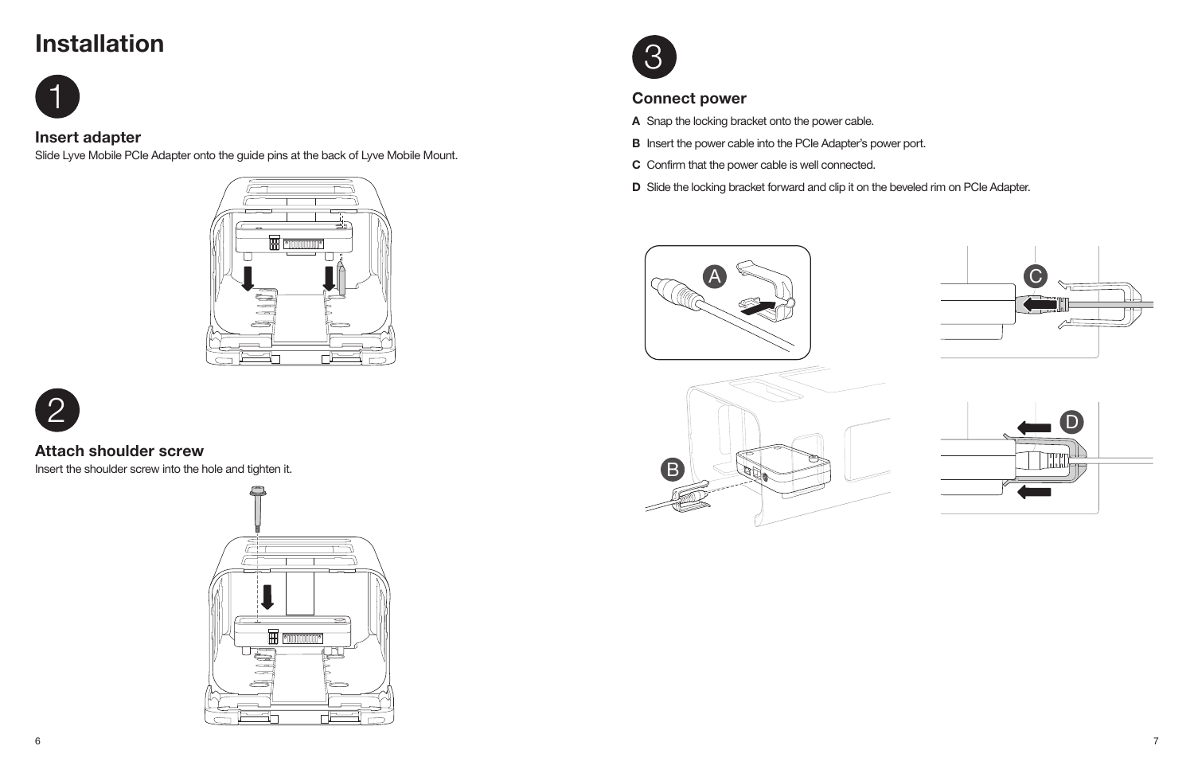# Installation

## 1

### Insert adapter

Slide Lyve Mobile PCIe Adapter onto the guide pins at the back of Lyve Mobile Mount.

## 2

### Attach shoulder screw

Insert the shoulder screw into the hole and tighten it.

## 3

### Connect power

**A** Snap the locking bracket onto the power cable.

**B** Insert the power cable into the PCIe Adapter's power port.

**C** Confirm that the power cable is well connected.

**D** Slide the locking bracket forward and clip it on the beveled rim on PCIe Adapter.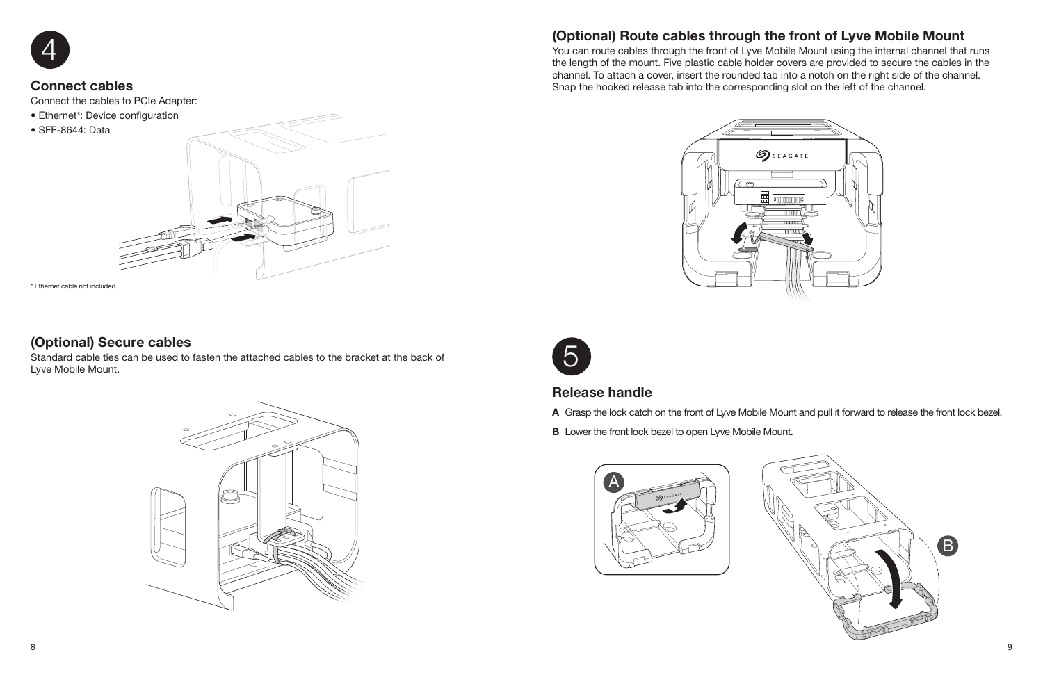# 4

## Connect cables

Connect the cables to PCIe Adapter:

- Ethernet*: Device configuration
- SFF-8644: Data

* Ethernet cable not included.

## (Optional) Secure cables

Standard cable ties can be used to fasten the attached cables to the bracket at the back of Lyve Mobile Mount.

## (Optional) Route cables through the front of Lyve Mobile Mount

You can route cables through the front of Lyve Mobile Mount using the internal channel that runs the length of the mount. Five plastic cable holder covers are provided to secure the cables in the channel. To attach a cover, insert the rounded tab into a notch on the right side of the channel. Snap the hooked release tab into the corresponding slot on the left of the channel.

# 5

## Release handle

**A** Grasp the lock catch on the front of Lyve Mobile Mount and pull it forward to release the front lock bezel.

**B** Lower the front lock bezel to open Lyve Mobile Mount.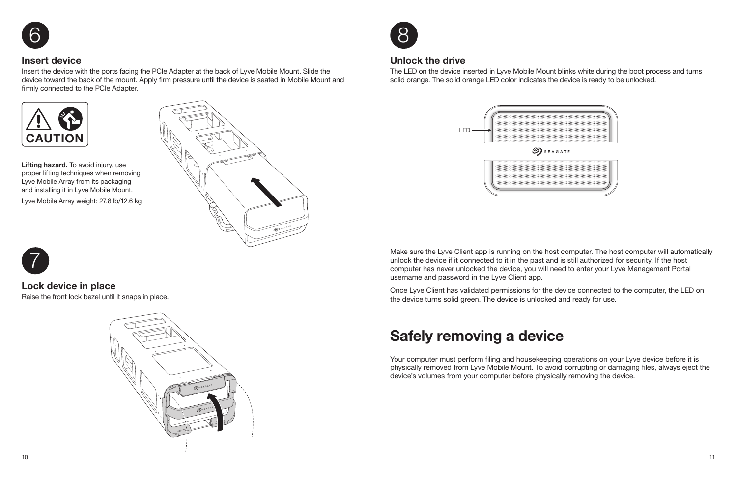6

### Insert device

Insert the device with the ports facing the PCIe Adapter at the back of Lyve Mobile Mount. Slide the device toward the back of the mount. Apply firm pressure until the device is seated in Mobile Mount and firmly connected to the PCIe Adapter.

CAUTION

**Lifting hazard.** To avoid injury, use proper lifting techniques when removing Lyve Mobile Array from its packaging and installing it in Lyve Mobile Mount.

Lyve Mobile Array weight: 27.8 lb/12.6 kg

7

### Lock device in place

Raise the front lock bezel until it snaps in place.

8

### Unlock the drive

The LED on the device inserted in Lyve Mobile Mount blinks white during the boot process and turns solid orange. The solid orange LED color indicates the device is ready to be unlocked.

LED

Make sure the Lyve Client app is running on the host computer. The host computer will automatically unlock the device if it connected to it in the past and is still authorized for security. If the host computer has never unlocked the device, you will need to enter your Lyve Management Portal username and password in the Lyve Client app.

Once Lyve Client has validated permissions for the device connected to the computer, the LED on the device turns solid green. The device is unlocked and ready for use.

# Safely removing a device

Your computer must perform filing and housekeeping operations on your Lyve device before it is physically removed from Lyve Mobile Mount. To avoid corrupting or damaging files, always eject the device's volumes from your computer before physically removing the device.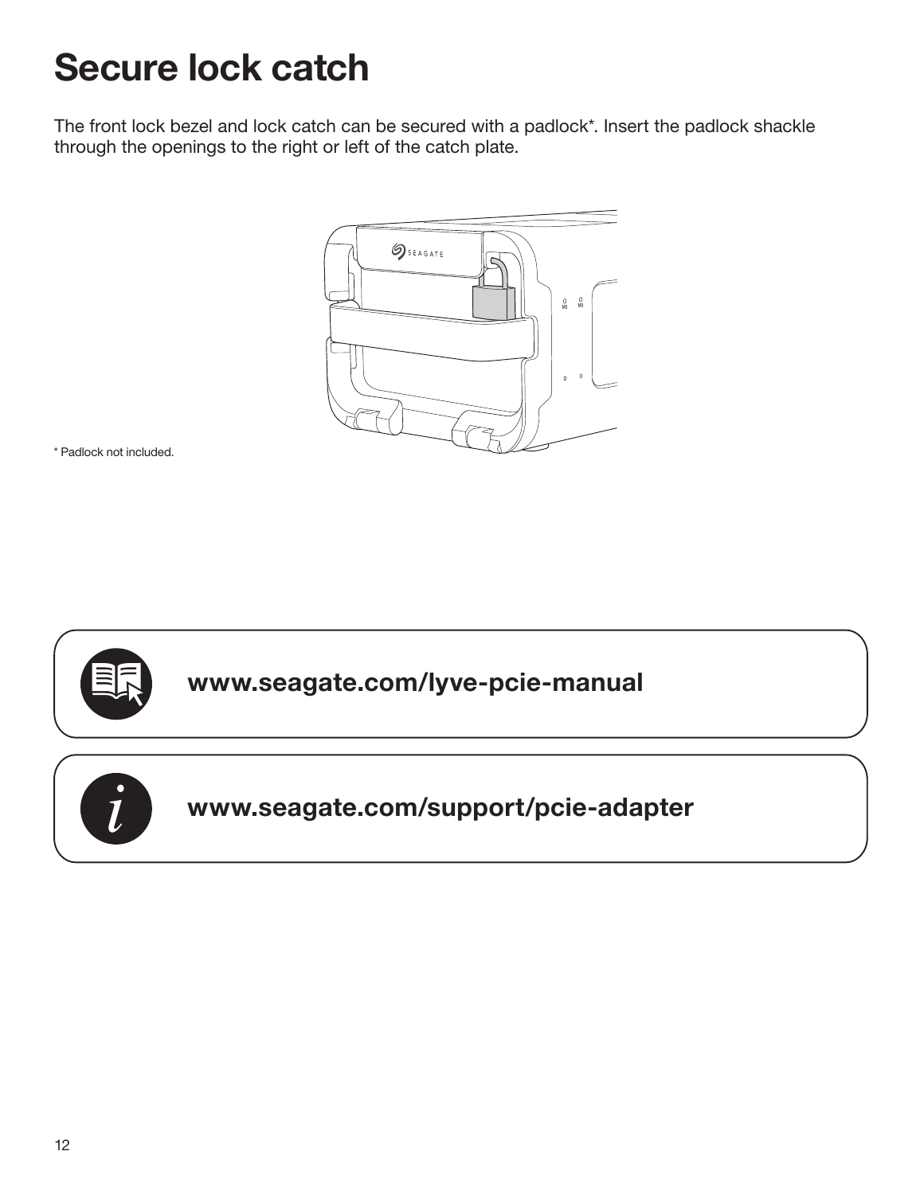# Secure lock catch

The front lock bezel and lock catch can be secured with a padlock*. Insert the padlock shackle through the openings to the right or left of the catch plate.

* Padlock not included.

**www.seagate.com/lyve-pcie-manual**

**www.seagate.com/support/pcie-adapter**